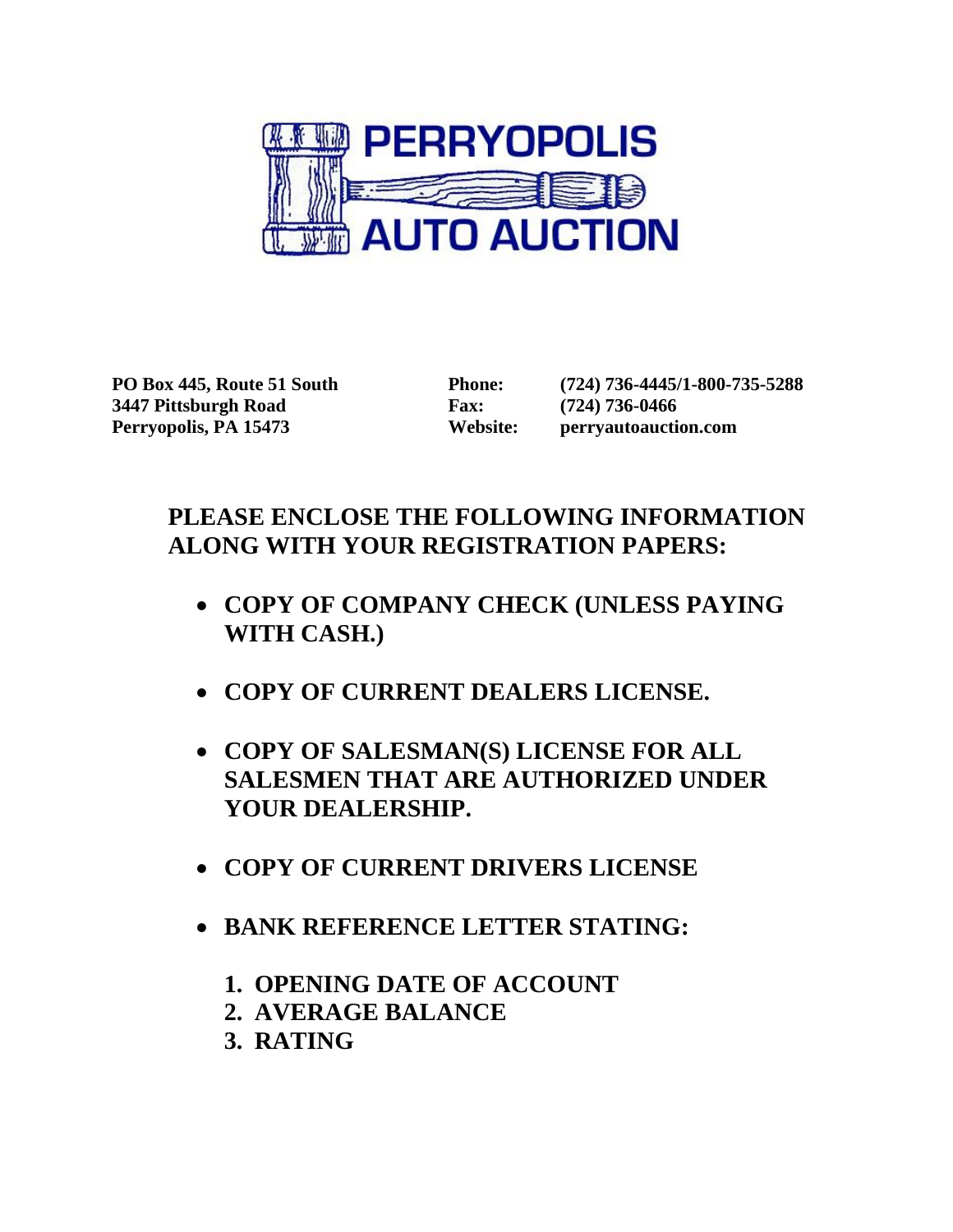# PERRYOPOLIS AUTO AUCTION

**PO Box 445, Route 51 South**
**3447 Pittsburgh Road**
**Perryopolis, PA 15473**

**Phone:** (724) 736-4445/1-800-735-5288
**Fax:** (724) 736-0466
**Website:** perryautoauction.com

## PLEASE ENCLOSE THE FOLLOWING INFORMATION ALONG WITH YOUR REGISTRATION PAPERS:

- **COPY OF COMPANY CHECK (UNLESS PAYING WITH CASH.)**
- **COPY OF CURRENT DEALERS LICENSE.**
- **COPY OF SALESMAN(S) LICENSE FOR ALL SALESMEN THAT ARE AUTHORIZED UNDER YOUR DEALERSHIP.**
- **COPY OF CURRENT DRIVERS LICENSE**
- **BANK REFERENCE LETTER STATING:**
  1. **OPENING DATE OF ACCOUNT**
  2. **AVERAGE BALANCE**
  3. **RATING**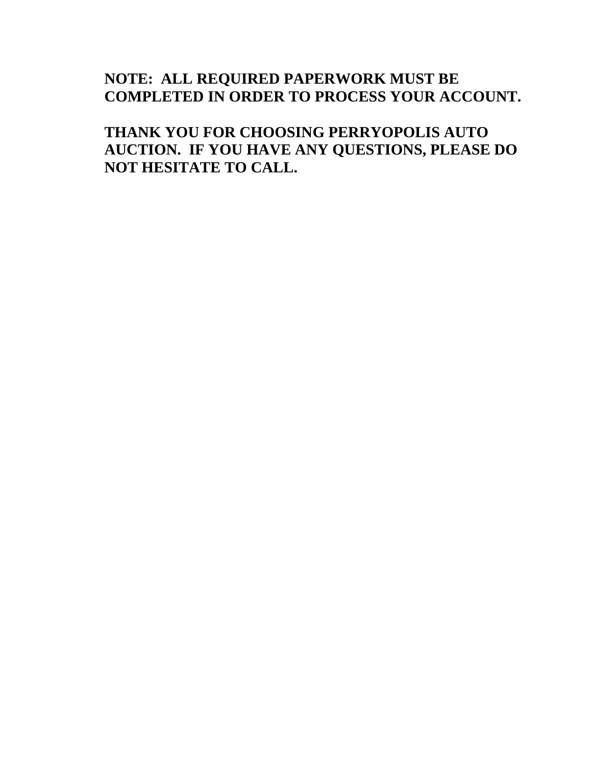**NOTE: ALL REQUIRED PAPERWORK MUST BE COMPLETED IN ORDER TO PROCESS YOUR ACCOUNT.**

**THANK YOU FOR CHOOSING PERRYOPOLIS AUTO AUCTION. IF YOU HAVE ANY QUESTIONS, PLEASE DO NOT HESITATE TO CALL.**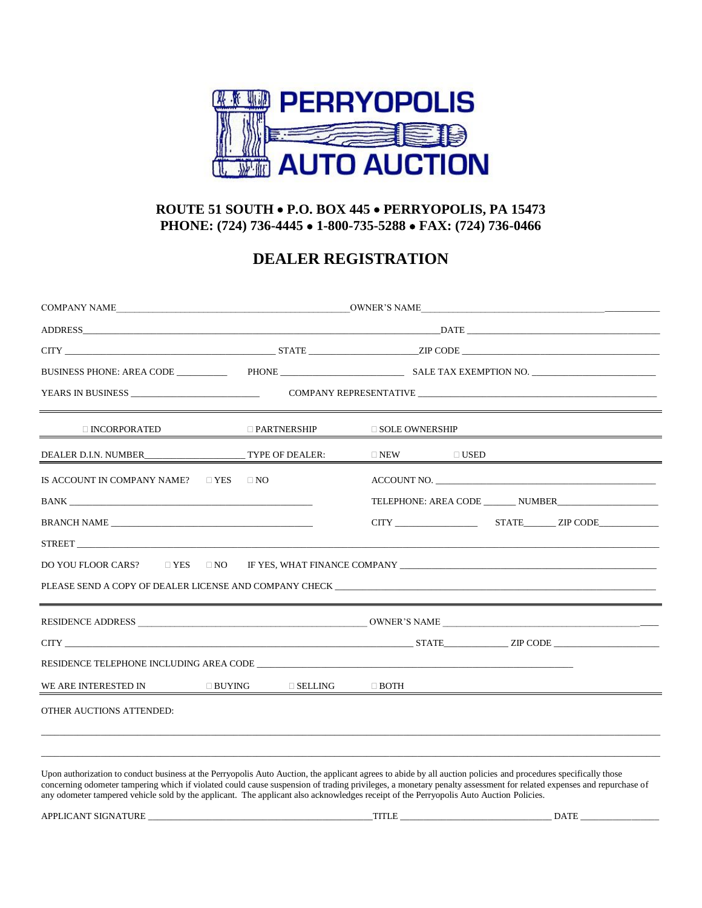# PERRYOPOLIS AUTO AUCTION

**ROUTE 51 SOUTH • P.O. BOX 445 • PERRYOPOLIS, PA 15473**
**PHONE: (724) 736-4445 • 1-800-735-5288 • FAX: (724) 736-0466**

## DEALER REGISTRATION

COMPANY NAME_______________________________________________ OWNER'S NAME_______________________________________________

ADDRESS_____________________________________________________________________ DATE ________________________________________

CITY ___________________________________________ STATE _____________________ ZIP CODE ________________________________________

BUSINESS PHONE: AREA CODE __________ PHONE _________________________ SALE TAX EXEMPTION NO. __________________________

YEARS IN BUSINESS __________________________ COMPANY REPRESENTATIVE __________________________________________________

---

☐ INCORPORATED ☐ PARTNERSHIP ☐ SOLE OWNERSHIP

DEALER D.I.N. NUMBER____________________ TYPE OF DEALER: ☐ NEW ☐ USED

---

IS ACCOUNT IN COMPANY NAME? ☐ YES ☐ NO ACCOUNT NO. ______________________________________________

BANK ____________________________________________________ TELEPHONE: AREA CODE _______ NUMBER_____________________

BRANCH NAME ____________________________________________ CITY _________________ STATE_______ ZIP CODE____________

STREET ___________________________________________________________________________________________________________

DO YOU FLOOR CARS? ☐ YES ☐ NO IF YES, WHAT FINANCE COMPANY _______________________________________________________

PLEASE SEND A COPY OF DEALER LICENSE AND COMPANY CHECK ________________________________________________________________

---

RESIDENCE ADDRESS _______________________________________________ OWNER'S NAME ____________________________________________

CITY ______________________________________________________________________ STATE_____________ ZIP CODE ______________________

RESIDENCE TELEPHONE INCLUDING AREA CODE ____________________________________________________________________

WE ARE INTERESTED IN ☐ BUYING ☐ SELLING ☐ BOTH

---

OTHER AUCTIONS ATTENDED:

_____________________________________________________________________________________________________________________

_____________________________________________________________________________________________________________________

Upon authorization to conduct business at the Perryopolis Auto Auction, the applicant agrees to abide by all auction policies and procedures specifically those concerning odometer tampering which if violated could cause suspension of trading privileges, a monetary penalty assessment for related expenses and repurchase of any odometer tampered vehicle sold by the applicant. The applicant also acknowledges receipt of the Perryopolis Auto Auction Policies.

APPLICANT SIGNATURE _______________________________________________ TITLE ________________________________ DATE ________________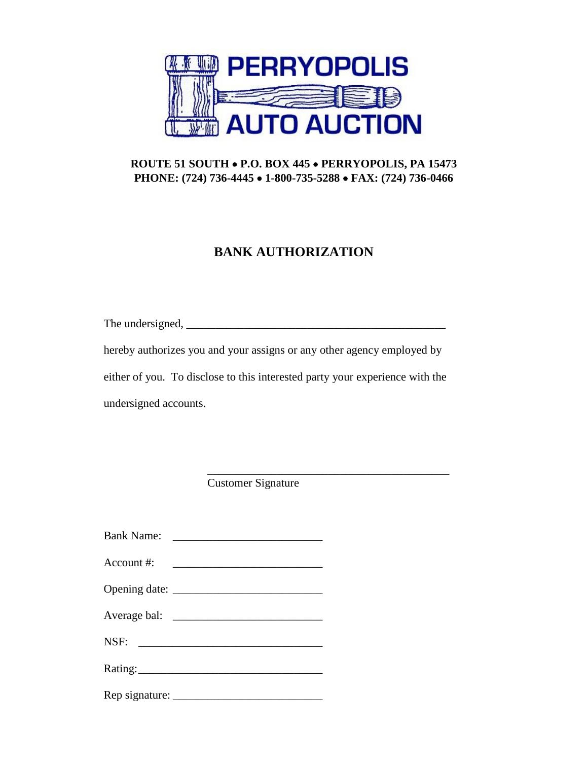# PERRYOPOLIS AUTO AUCTION

**ROUTE 51 SOUTH • P.O. BOX 445 • PERRYOPOLIS, PA 15473**
**PHONE: (724) 736-4445 • 1-800-735-5288 • FAX: (724) 736-0466**

## BANK AUTHORIZATION

The undersigned, ______________________________________________

hereby authorizes you and your assigns or any other agency employed by either of you. To disclose to this interested party your experience with the undersigned accounts.

_____________________________________________
Customer Signature

Bank Name: ___________________________

Account #: ___________________________

Opening date: ___________________________

Average bal: ___________________________

NSF: ________________________________

Rating: ________________________________

Rep signature: ___________________________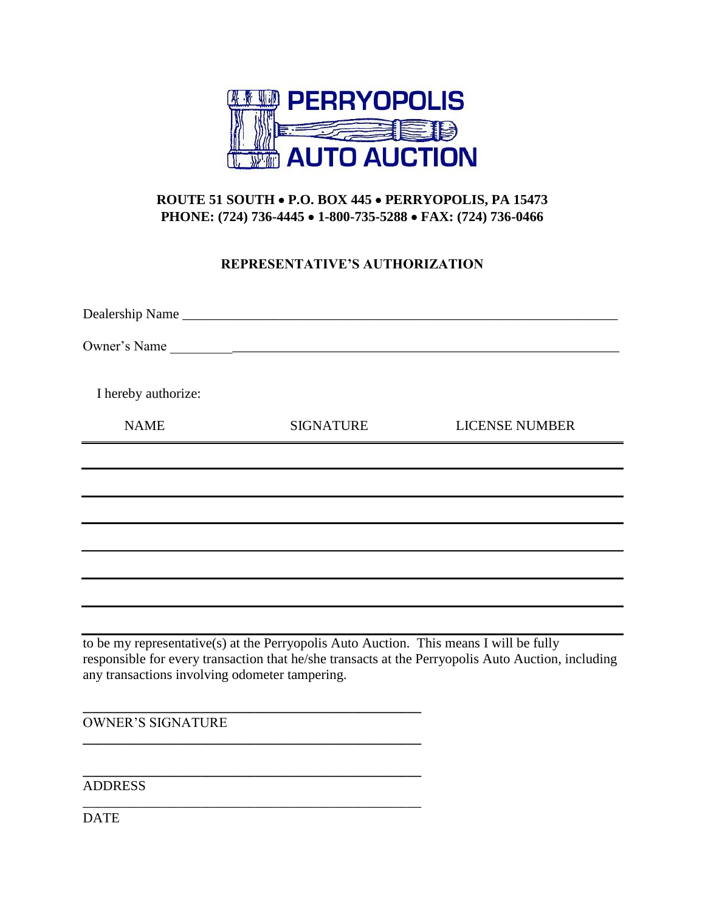# PERRYOPOLIS AUTO AUCTION

**ROUTE 51 SOUTH • P.O. BOX 445 • PERRYOPOLIS, PA 15473**
**PHONE: (724) 736-4445 • 1-800-735-5288 • FAX: (724) 736-0466**

## REPRESENTATIVE'S AUTHORIZATION

Dealership Name ________________________________________________

Owner's Name ________________________________________________

I hereby authorize:

| NAME | SIGNATURE | LICENSE NUMBER |
|---|---|---|
| | | |
| | | |
| | | |
| | | |
| | | |
| | | |
| | | |

to be my representative(s) at the Perryopolis Auto Auction. This means I will be fully responsible for every transaction that he/she transacts at the Perryopolis Auto Auction, including any transactions involving odometer tampering.

________________________________________________
OWNER'S SIGNATURE

________________________________________________

________________________________________________
ADDRESS

________________________________________________
DATE